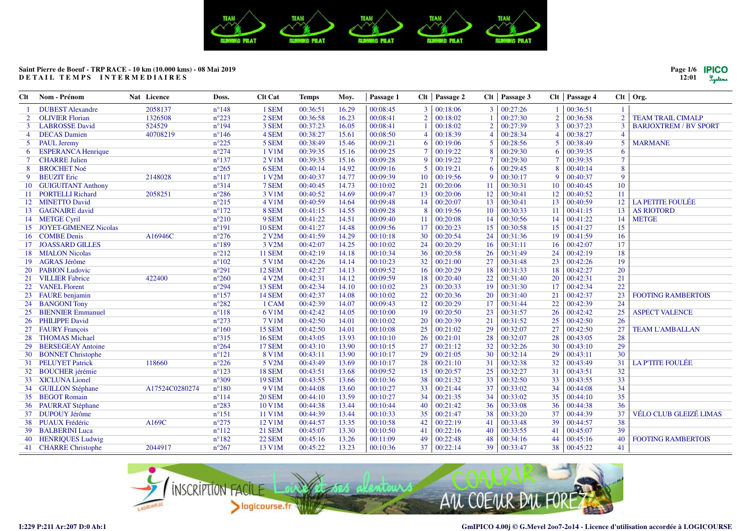**Saint Pierre de Boeuf - TRP RACE - 10 km (10.000 kms) - 08 Mai 2019**
**DETAIL TEMPS INTERMEDIAIRES**

| Clt | Nom - Prénom | Nat | Licence | Doss. | Clt Cat | Temps | Moy. | Passage 1 | Clt | Passage 2 | Clt | Passage 3 | Clt | Passage 4 | Clt | Org. |
|---|---|---|---|---|---|---|---|---|---|---|---|---|---|---|---|---|
| 1 | DUBEST Alexandre | | 2058137 | n°148 | 1 SEM | 00:36:51 | 16.29 | 00:08:45 | 3 | 00:18:06 | 3 | 00:27:26 | 1 | 00:36:51 | 1 | |
| 2 | OLIVIER Florian | | 1326508 | n°223 | 2 SEM | 00:36:58 | 16.23 | 00:08:41 | 2 | 00:18:02 | 1 | 00:27:30 | 2 | 00:36:58 | 2 | TEAM TRAIL CIMALP |
| 3 | LABROSSE David | | 524529 | n°194 | 3 SEM | 00:37:23 | 16.05 | 00:08:41 | 1 | 00:18:02 | 2 | 00:27:39 | 3 | 00:37:23 | 3 | BARJOXTREM / BV SPORT |
| 4 | DECAS Damien | | 40708219 | n°146 | 4 SEM | 00:38:27 | 15.61 | 00:08:50 | 4 | 00:18:39 | 4 | 00:28:34 | 4 | 00:38:27 | 4 | |
| 5 | PAUL Jeremy | | | n°225 | 5 SEM | 00:38:49 | 15.46 | 00:09:21 | 6 | 00:19:06 | 5 | 00:28:56 | 5 | 00:38:49 | 5 | MARMANE |
| 6 | ESPERANCA Henrique | | | n°274 | 1 V1M | 00:39:35 | 15.16 | 00:09:25 | 7 | 00:19:22 | 8 | 00:29:30 | 6 | 00:39:35 | 6 | |
| 7 | CHARRE Julien | | | n°137 | 2 V1M | 00:39:35 | 15.16 | 00:09:28 | 9 | 00:19:22 | 7 | 00:29:30 | 7 | 00:39:35 | 7 | |
| 8 | BROCHET Noé | | | n°265 | 6 SEM | 00:40:14 | 14.92 | 00:09:16 | 5 | 00:19:21 | 6 | 00:29:45 | 8 | 00:40:14 | 8 | |
| 9 | BEUZIT Eric | | 2148028 | n°117 | 1 V2M | 00:40:37 | 14.77 | 00:09:39 | 10 | 00:19:56 | 9 | 00:30:17 | 9 | 00:40:37 | 9 | |
| 10 | GUIGUITANT Anthony | | | n°314 | 7 SEM | 00:40:45 | 14.73 | 00:10:02 | 21 | 00:20:06 | 11 | 00:30:31 | 10 | 00:40:45 | 10 | |
| 11 | PORTELLI Richard | | 2058251 | n°286 | 3 V1M | 00:40:52 | 14.69 | 00:09:47 | 13 | 00:20:06 | 12 | 00:30:41 | 12 | 00:40:52 | 11 | |
| 12 | MINETTO David | | | n°215 | 4 V1M | 00:40:59 | 14.64 | 00:09:48 | 14 | 00:20:07 | 13 | 00:30:41 | 13 | 00:40:59 | 12 | LA PETITE FOULÉE |
| 13 | GAGNAIRE david | | | n°172 | 8 SEM | 00:41:15 | 14.55 | 00:09:28 | 8 | 00:19:56 | 10 | 00:30:33 | 11 | 00:41:15 | 13 | AS RIOTORD |
| 14 | METGE Cyril | | | n°210 | 9 SEM | 00:41:22 | 14.51 | 00:09:40 | 11 | 00:20:08 | 14 | 00:30:56 | 14 | 00:41:22 | 14 | METGE |
| 15 | JOYET-GIMENEZ Nicolas | | | n°191 | 10 SEM | 00:41:27 | 14.48 | 00:09:56 | 17 | 00:20:23 | 15 | 00:30:58 | 15 | 00:41:27 | 15 | |
| 16 | COMBE Denis | | A16946C | n°276 | 2 V2M | 00:41:59 | 14.29 | 00:10:18 | 30 | 00:20:54 | 24 | 00:31:36 | 19 | 00:41:59 | 16 | |
| 17 | JOASSARD GILLES | | | n°189 | 3 V2M | 00:42:07 | 14.25 | 00:10:02 | 24 | 00:20:29 | 16 | 00:31:11 | 16 | 00:42:07 | 17 | |
| 18 | MIALON Nicolas | | | n°212 | 11 SEM | 00:42:19 | 14.18 | 00:10:34 | 36 | 00:20:58 | 26 | 00:31:49 | 24 | 00:42:19 | 18 | |
| 19 | AGRAS Jérôme | | | n°102 | 5 V1M | 00:42:26 | 14.14 | 00:10:23 | 32 | 00:21:00 | 27 | 00:31:48 | 23 | 00:42:26 | 19 | |
| 20 | PABION Ludovic | | | n°291 | 12 SEM | 00:42:27 | 14.13 | 00:09:52 | 16 | 00:20:29 | 18 | 00:31:33 | 18 | 00:42:27 | 20 | |
| 21 | VILLIER Fabrice | | 422400 | n°260 | 4 V2M | 00:42:31 | 14.12 | 00:09:59 | 18 | 00:20:40 | 22 | 00:31:40 | 20 | 00:42:31 | 21 | |
| 22 | VANEL Florent | | | n°294 | 13 SEM | 00:42:34 | 14.10 | 00:10:02 | 23 | 00:20:33 | 19 | 00:31:30 | 17 | 00:42:34 | 22 | |
| 23 | FAURE benjamin | | | n°157 | 14 SEM | 00:42:37 | 14.08 | 00:10:02 | 22 | 00:20:36 | 20 | 00:31:40 | 21 | 00:42:37 | 23 | FOOTING RAMBERTOIS |
| 24 | BANGONI Tony | | | n°282 | 1 CAM | 00:42:39 | 14.07 | 00:09:43 | 12 | 00:20:29 | 17 | 00:31:44 | 22 | 00:42:39 | 24 | |
| 25 | BIENNIER Emmanuel | | | n°118 | 6 V1M | 00:42:42 | 14.05 | 00:10:00 | 19 | 00:20:50 | 23 | 00:31:57 | 26 | 00:42:42 | 25 | ASPECT VALENCE |
| 26 | PHILIPPE David | | | n°273 | 7 V1M | 00:42:50 | 14.01 | 00:10:02 | 20 | 00:20:39 | 21 | 00:31:52 | 25 | 00:42:50 | 26 | |
| 27 | FAURY François | | | n°160 | 15 SEM | 00:42:50 | 14.01 | 00:10:08 | 25 | 00:21:02 | 29 | 00:32:07 | 27 | 00:42:50 | 27 | TEAM L'AMBALLAN |
| 28 | THOMAS Michael | | | n°315 | 16 SEM | 00:43:05 | 13.93 | 00:10:10 | 26 | 00:21:01 | 28 | 00:32:07 | 28 | 00:43:05 | 28 | |
| 29 | BERSEGEAY Antoine | | | n°264 | 17 SEM | 00:43:10 | 13.90 | 00:10:15 | 27 | 00:21:12 | 32 | 00:32:26 | 30 | 00:43:10 | 29 | |
| 30 | BONNET Christophe | | | n°121 | 8 V1M | 00:43:11 | 13.90 | 00:10:17 | 29 | 00:21:05 | 30 | 00:32:14 | 29 | 00:43:11 | 30 | |
| 31 | PELUYET Patrick | | 118660 | n°226 | 5 V2M | 00:43:49 | 13.69 | 00:10:17 | 28 | 00:21:10 | 31 | 00:32:38 | 32 | 00:43:49 | 31 | LA P'TITE FOULÉE |
| 32 | BOUCHER jérémie | | | n°123 | 18 SEM | 00:43:51 | 13.68 | 00:09:52 | 15 | 00:20:57 | 25 | 00:32:27 | 31 | 00:43:51 | 32 | |
| 33 | XICLUNA Lionel | | | n°309 | 19 SEM | 00:43:55 | 13.66 | 00:10:36 | 38 | 00:21:32 | 33 | 00:32:50 | 33 | 00:43:55 | 33 | |
| 34 | GUILLON Stéphane | | A17524C0280274 | n°180 | 9 V1M | 00:44:08 | 13.60 | 00:10:27 | 33 | 00:21:44 | 37 | 00:33:02 | 34 | 00:44:08 | 34 | |
| 35 | BEGOT Romain | | | n°114 | 20 SEM | 00:44:10 | 13.59 | 00:10:27 | 34 | 00:21:35 | 34 | 00:33:02 | 35 | 00:44:10 | 35 | |
| 36 | PAURRAT Stéphane | | | n°283 | 10 V1M | 00:44:38 | 13.44 | 00:10:44 | 40 | 00:21:42 | 36 | 00:33:08 | 36 | 00:44:38 | 36 | |
| 37 | DUPOUY Jérôme | | | n°151 | 11 V1M | 00:44:39 | 13.44 | 00:10:33 | 35 | 00:21:47 | 38 | 00:33:20 | 37 | 00:44:39 | 37 | VÉLO CLUB GLEIZÉ LIMAS |
| 38 | PUAUX Frédéric | | A169C | n°275 | 12 V1M | 00:44:57 | 13.35 | 00:10:58 | 42 | 00:22:19 | 41 | 00:33:48 | 39 | 00:44:57 | 38 | |
| 39 | BALBERINI Luca | | | n°112 | 21 SEM | 00:45:07 | 13.30 | 00:10:50 | 41 | 00:22:16 | 40 | 00:33:55 | 41 | 00:45:07 | 39 | |
| 40 | HENRIQUES Ludwig | | | n°182 | 22 SEM | 00:45:16 | 13.26 | 00:11:09 | 49 | 00:22:48 | 48 | 00:34:16 | 44 | 00:45:16 | 40 | FOOTING RAMBERTOIS |
| 41 | CHARRE Christophe | | 2044917 | n°267 | 13 V1M | 00:45:22 | 13.23 | 00:10:36 | 37 | 00:22:14 | 39 | 00:33:47 | 38 | 00:45:22 | 41 | |

I:229 P:211 Ar:207 D:0 Ab:1

GmIPICO 4.00j © G.Mevel 2oo7-2o14 - Licence d'utilisation accordée à LOGICOURSE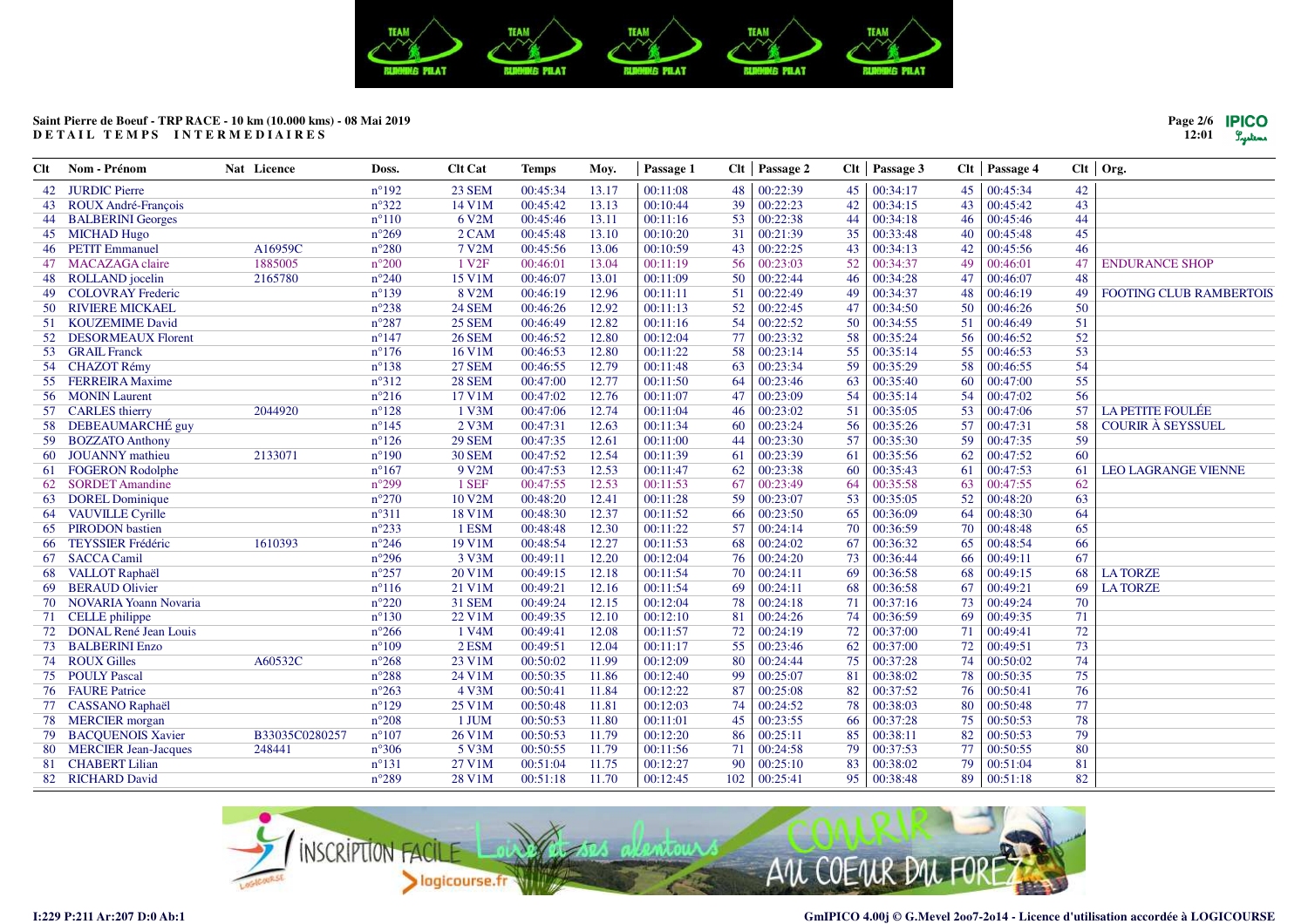Saint Pierre de Boeuf - TRP RACE - 10 km (10.000 kms) - 08 Mai 2019

DETAIL TEMPS INTERMEDIAIRES

| Clt | Nom - Prénom | Nat | Licence | Doss. | Clt Cat | Temps | Moy. | Passage 1 | Clt | Passage 2 | Clt | Passage 3 | Clt | Passage 4 | Clt | Org. |
|---|---|---|---|---|---|---|---|---|---|---|---|---|---|---|---|---|
| 42 | JURDIC Pierre | | | n°192 | 23 SEM | 00:45:34 | 13.17 | 00:11:08 | 48 | 00:22:39 | 45 | 00:34:17 | 45 | 00:45:34 | 42 | |
| 43 | ROUX André-François | | | n°322 | 14 V1M | 00:45:42 | 13.13 | 00:10:44 | 39 | 00:22:23 | 42 | 00:34:15 | 43 | 00:45:42 | 43 | |
| 44 | BALBERINI Georges | | | n°110 | 6 V2M | 00:45:46 | 13.11 | 00:11:16 | 53 | 00:22:38 | 44 | 00:34:18 | 46 | 00:45:46 | 44 | |
| 45 | MICHAD Hugo | | | n°269 | 2 CAM | 00:45:48 | 13.10 | 00:10:20 | 31 | 00:21:39 | 35 | 00:33:48 | 40 | 00:45:48 | 45 | |
| 46 | PETIT Emmanuel | | A16959C | n°280 | 7 V2M | 00:45:56 | 13.06 | 00:10:59 | 43 | 00:22:25 | 43 | 00:34:13 | 42 | 00:45:56 | 46 | |
| 47 | MACAZAGA claire | | 1885005 | n°200 | 1 V2F | 00:46:01 | 13.04 | 00:11:19 | 56 | 00:23:03 | 52 | 00:34:37 | 49 | 00:46:01 | 47 | ENDURANCE SHOP |
| 48 | ROLLAND jocelin | | 2165780 | n°240 | 15 V1M | 00:46:07 | 13.01 | 00:11:09 | 50 | 00:22:44 | 46 | 00:34:28 | 47 | 00:46:07 | 48 | |
| 49 | COLOVRAY Frederic | | | n°139 | 8 V2M | 00:46:19 | 12.96 | 00:11:11 | 51 | 00:22:49 | 49 | 00:34:37 | 48 | 00:46:19 | 49 | FOOTING CLUB RAMBERTOIS |
| 50 | RIVIERE MICKAEL | | | n°238 | 24 SEM | 00:46:26 | 12.92 | 00:11:13 | 52 | 00:22:45 | 47 | 00:34:50 | 50 | 00:46:26 | 50 | |
| 51 | KOUZEMIME David | | | n°287 | 25 SEM | 00:46:49 | 12.82 | 00:11:16 | 54 | 00:22:52 | 50 | 00:34:55 | 51 | 00:46:49 | 51 | |
| 52 | DESORMEAUX Florent | | | n°147 | 26 SEM | 00:46:52 | 12.80 | 00:12:04 | 77 | 00:23:32 | 58 | 00:35:24 | 56 | 00:46:52 | 52 | |
| 53 | GRAIL Franck | | | n°176 | 16 V1M | 00:46:53 | 12.80 | 00:11:22 | 58 | 00:23:14 | 55 | 00:35:14 | 55 | 00:46:53 | 53 | |
| 54 | CHAZOT Rémy | | | n°138 | 27 SEM | 00:46:55 | 12.79 | 00:11:48 | 63 | 00:23:34 | 59 | 00:35:29 | 58 | 00:46:55 | 54 | |
| 55 | FERREIRA Maxime | | | n°312 | 28 SEM | 00:47:00 | 12.77 | 00:11:50 | 64 | 00:23:46 | 63 | 00:35:40 | 60 | 00:47:00 | 55 | |
| 56 | MONIN Laurent | | | n°216 | 17 V1M | 00:47:02 | 12.76 | 00:11:07 | 47 | 00:23:09 | 54 | 00:35:14 | 54 | 00:47:02 | 56 | |
| 57 | CARLES thierry | | 2044920 | n°128 | 1 V3M | 00:47:06 | 12.74 | 00:11:04 | 46 | 00:23:02 | 51 | 00:35:05 | 53 | 00:47:06 | 57 | LA PETITE FOULÉE |
| 58 | DEBEAUMARCHÉ guy | | | n°145 | 2 V3M | 00:47:31 | 12.63 | 00:11:34 | 60 | 00:23:24 | 56 | 00:35:26 | 57 | 00:47:31 | 58 | COURIR À SEYSSUEL |
| 59 | BOZZATO Anthony | | | n°126 | 29 SEM | 00:47:35 | 12.61 | 00:11:00 | 44 | 00:23:30 | 57 | 00:35:30 | 59 | 00:47:35 | 59 | |
| 60 | JOUANNY mathieu | | 2133071 | n°190 | 30 SEM | 00:47:52 | 12.54 | 00:11:39 | 61 | 00:23:39 | 61 | 00:35:56 | 62 | 00:47:52 | 60 | |
| 61 | FOGERON Rodolphe | | | n°167 | 9 V2M | 00:47:53 | 12.53 | 00:11:47 | 62 | 00:23:38 | 60 | 00:35:43 | 61 | 00:47:53 | 61 | LEO LAGRANGE VIENNE |
| 62 | SORDET Amandine | | | n°299 | 1 SEF | 00:47:55 | 12.53 | 00:11:53 | 67 | 00:23:49 | 64 | 00:35:58 | 63 | 00:47:55 | 62 | |
| 63 | DOREL Dominique | | | n°270 | 10 V2M | 00:48:20 | 12.41 | 00:11:28 | 59 | 00:23:07 | 53 | 00:35:05 | 52 | 00:48:20 | 63 | |
| 64 | VAUVILLE Cyrille | | | n°311 | 18 V1M | 00:48:30 | 12.37 | 00:11:52 | 66 | 00:23:50 | 65 | 00:36:09 | 64 | 00:48:30 | 64 | |
| 65 | PIRODON bastien | | | n°233 | 1 ESM | 00:48:48 | 12.30 | 00:11:22 | 57 | 00:24:14 | 70 | 00:36:59 | 70 | 00:48:48 | 65 | |
| 66 | TEYSSIER Frédéric | | 1610393 | n°246 | 19 V1M | 00:48:54 | 12.27 | 00:11:53 | 68 | 00:24:02 | 67 | 00:36:32 | 65 | 00:48:54 | 66 | |
| 67 | SACCA Camil | | | n°296 | 3 V3M | 00:49:11 | 12.20 | 00:12:04 | 76 | 00:24:20 | 73 | 00:36:44 | 66 | 00:49:11 | 67 | |
| 68 | VALLOT Raphaël | | | n°257 | 20 V1M | 00:49:15 | 12.18 | 00:11:54 | 70 | 00:24:11 | 69 | 00:36:58 | 68 | 00:49:15 | 68 | LA TORZE |
| 69 | BERAUD Olivier | | | n°116 | 21 V1M | 00:49:21 | 12.16 | 00:11:54 | 69 | 00:24:11 | 68 | 00:36:58 | 67 | 00:49:21 | 69 | LA TORZE |
| 70 | NOVARIA Yoann Novaria | | | n°220 | 31 SEM | 00:49:24 | 12.15 | 00:12:04 | 78 | 00:24:18 | 71 | 00:37:16 | 73 | 00:49:24 | 70 | |
| 71 | CELLE philippe | | | n°130 | 22 V1M | 00:49:35 | 12.10 | 00:12:10 | 81 | 00:24:26 | 74 | 00:36:59 | 69 | 00:49:35 | 71 | |
| 72 | DONAL René Jean Louis | | | n°266 | 1 V4M | 00:49:41 | 12.08 | 00:11:57 | 72 | 00:24:19 | 72 | 00:37:00 | 71 | 00:49:41 | 72 | |
| 73 | BALBERINI Enzo | | | n°109 | 2 ESM | 00:49:51 | 12.04 | 00:11:17 | 55 | 00:23:46 | 62 | 00:37:00 | 72 | 00:49:51 | 73 | |
| 74 | ROUX Gilles | | A60532C | n°268 | 23 V1M | 00:50:02 | 11.99 | 00:12:09 | 80 | 00:24:44 | 75 | 00:37:28 | 74 | 00:50:02 | 74 | |
| 75 | POULY Pascal | | | n°288 | 24 V1M | 00:50:35 | 11.86 | 00:12:40 | 99 | 00:25:07 | 81 | 00:38:02 | 78 | 00:50:35 | 75 | |
| 76 | FAURE Patrice | | | n°263 | 4 V3M | 00:50:41 | 11.84 | 00:12:22 | 87 | 00:25:08 | 82 | 00:37:52 | 76 | 00:50:41 | 76 | |
| 77 | CASSANO Raphaël | | | n°129 | 25 V1M | 00:50:48 | 11.81 | 00:12:03 | 74 | 00:24:52 | 78 | 00:38:03 | 80 | 00:50:48 | 77 | |
| 78 | MERCIER morgan | | | n°208 | 1 JUM | 00:50:53 | 11.80 | 00:11:01 | 45 | 00:23:55 | 66 | 00:37:28 | 75 | 00:50:53 | 78 | |
| 79 | BACQUENOIS Xavier | | B33035C0280257 | n°107 | 26 V1M | 00:50:53 | 11.79 | 00:12:20 | 86 | 00:25:11 | 85 | 00:38:11 | 82 | 00:50:53 | 79 | |
| 80 | MERCIER Jean-Jacques | | 248441 | n°306 | 5 V3M | 00:50:55 | 11.79 | 00:11:56 | 71 | 00:24:58 | 79 | 00:37:53 | 77 | 00:50:55 | 80 | |
| 81 | CHABERT Lilian | | | n°131 | 27 V1M | 00:51:04 | 11.75 | 00:12:27 | 90 | 00:25:10 | 83 | 00:38:02 | 79 | 00:51:04 | 81 | |
| 82 | RICHARD David | | | n°289 | 28 V1M | 00:51:18 | 11.70 | 00:12:45 | 102 | 00:25:41 | 95 | 00:38:48 | 89 | 00:51:18 | 82 | |

I:229 P:211 Ar:207 D:0 Ab:1

GmIPICO 4.00j © G.Mevel 2oo7-2o14 - Licence d'utilisation accordée à LOGICOURSE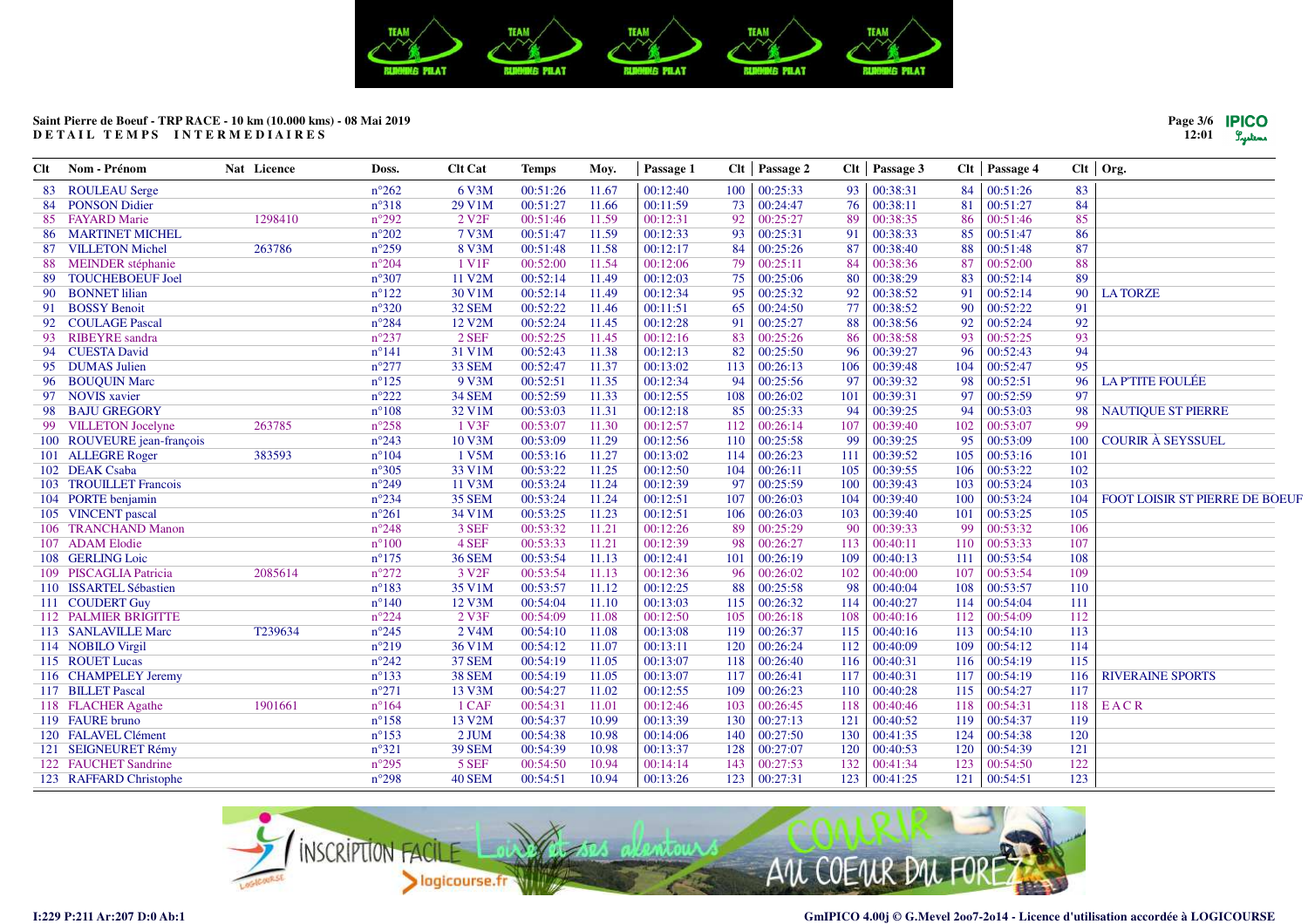Saint Pierre de Boeuf - TRP RACE - 10 km (10.000 kms) - 08 Mai 2019
DETAIL TEMPS INTERMEDIAIRES

| Clt | Nom - Prénom | Nat | Licence | Doss. | Clt Cat | Temps | Moy. | Passage 1 | Clt | Passage 2 | Clt | Passage 3 | Clt | Passage 4 | Clt | Org. |
|---|---|---|---|---|---|---|---|---|---|---|---|---|---|---|---|---|
| 83 | ROULEAU Serge | | | n°262 | 6 V3M | 00:51:26 | 11.67 | 00:12:40 | 100 | 00:25:33 | 93 | 00:38:31 | 84 | 00:51:26 | 83 | |
| 84 | PONSON Didier | | | n°318 | 29 V1M | 00:51:27 | 11.66 | 00:11:59 | 73 | 00:24:47 | 76 | 00:38:11 | 81 | 00:51:27 | 84 | |
| 85 | FAYARD Marie | | 1298410 | n°292 | 2 V2F | 00:51:46 | 11.59 | 00:12:31 | 92 | 00:25:27 | 89 | 00:38:35 | 86 | 00:51:46 | 85 | |
| 86 | MARTINET MICHEL | | | n°202 | 7 V3M | 00:51:47 | 11.59 | 00:12:33 | 93 | 00:25:31 | 91 | 00:38:33 | 85 | 00:51:47 | 86 | |
| 87 | VILLETON Michel | | 263786 | n°259 | 8 V3M | 00:51:48 | 11.58 | 00:12:17 | 84 | 00:25:26 | 87 | 00:38:40 | 88 | 00:51:48 | 87 | |
| 88 | MEINDER stéphanie | | | n°204 | 1 V1F | 00:52:00 | 11.54 | 00:12:06 | 79 | 00:25:11 | 84 | 00:38:36 | 87 | 00:52:00 | 88 | |
| 89 | TOUCHEBOEUF Joel | | | n°307 | 11 V2M | 00:52:14 | 11.49 | 00:12:03 | 75 | 00:25:06 | 80 | 00:38:29 | 83 | 00:52:14 | 89 | |
| 90 | BONNET lilian | | | n°122 | 30 V1M | 00:52:14 | 11.49 | 00:12:34 | 95 | 00:25:32 | 92 | 00:38:52 | 91 | 00:52:14 | 90 | LA TORZE |
| 91 | BOSSY Benoit | | | n°320 | 32 SEM | 00:52:22 | 11.46 | 00:11:51 | 65 | 00:24:50 | 77 | 00:38:52 | 90 | 00:52:22 | 91 | |
| 92 | COULAGE Pascal | | | n°284 | 12 V2M | 00:52:24 | 11.45 | 00:12:28 | 91 | 00:25:27 | 88 | 00:38:56 | 92 | 00:52:24 | 92 | |
| 93 | RIBEYRE sandra | | | n°237 | 2 SEF | 00:52:25 | 11.45 | 00:12:16 | 83 | 00:25:26 | 86 | 00:38:58 | 93 | 00:52:25 | 93 | |
| 94 | CUESTA David | | | n°141 | 31 V1M | 00:52:43 | 11.38 | 00:12:13 | 82 | 00:25:50 | 96 | 00:39:27 | 96 | 00:52:43 | 94 | |
| 95 | DUMAS Julien | | | n°277 | 33 SEM | 00:52:47 | 11.37 | 00:13:02 | 113 | 00:26:13 | 106 | 00:39:48 | 104 | 00:52:47 | 95 | |
| 96 | BOUQUIN Marc | | | n°125 | 9 V3M | 00:52:51 | 11.35 | 00:12:34 | 94 | 00:25:56 | 97 | 00:39:32 | 98 | 00:52:51 | 96 | LA P'TITE FOULÉE |
| 97 | NOVIS xavier | | | n°222 | 34 SEM | 00:52:59 | 11.33 | 00:12:55 | 108 | 00:26:02 | 101 | 00:39:31 | 97 | 00:52:59 | 97 | |
| 98 | BAJU GREGORY | | | n°108 | 32 V1M | 00:53:03 | 11.31 | 00:12:18 | 85 | 00:25:33 | 94 | 00:39:25 | 94 | 00:53:03 | 98 | NAUTIQUE ST PIERRE |
| 99 | VILLETON Jocelyne | | 263785 | n°258 | 1 V3F | 00:53:07 | 11.30 | 00:12:57 | 112 | 00:26:14 | 107 | 00:39:40 | 102 | 00:53:07 | 99 | |
| 100 | ROUVEURE jean-françois | | | n°243 | 10 V3M | 00:53:09 | 11.29 | 00:12:56 | 110 | 00:25:58 | 99 | 00:39:25 | 95 | 00:53:09 | 100 | COURIR À SEYSSUEL |
| 101 | ALLEGRE Roger | | 383593 | n°104 | 1 V5M | 00:53:16 | 11.27 | 00:13:02 | 114 | 00:26:23 | 111 | 00:39:52 | 105 | 00:53:16 | 101 | |
| 102 | DEAK Csaba | | | n°305 | 33 V1M | 00:53:22 | 11.25 | 00:12:50 | 104 | 00:26:11 | 105 | 00:39:55 | 106 | 00:53:22 | 102 | |
| 103 | TROUILLET Francois | | | n°249 | 11 V3M | 00:53:24 | 11.24 | 00:12:39 | 97 | 00:25:59 | 100 | 00:39:43 | 103 | 00:53:24 | 103 | |
| 104 | PORTE benjamin | | | n°234 | 35 SEM | 00:53:24 | 11.24 | 00:12:51 | 107 | 00:26:03 | 104 | 00:39:40 | 100 | 00:53:24 | 104 | FOOT LOISIR ST PIERRE DE BOEUF |
| 105 | VINCENT pascal | | | n°261 | 34 V1M | 00:53:25 | 11.23 | 00:12:51 | 106 | 00:26:03 | 103 | 00:39:40 | 101 | 00:53:25 | 105 | |
| 106 | TRANCHAND Manon | | | n°248 | 3 SEF | 00:53:32 | 11.21 | 00:12:26 | 89 | 00:25:29 | 90 | 00:39:33 | 99 | 00:53:32 | 106 | |
| 107 | ADAM Elodie | | | n°100 | 4 SEF | 00:53:33 | 11.21 | 00:12:39 | 98 | 00:26:27 | 113 | 00:40:11 | 110 | 00:53:33 | 107 | |
| 108 | GERLING Loic | | | n°175 | 36 SEM | 00:53:54 | 11.13 | 00:12:41 | 101 | 00:26:19 | 109 | 00:40:13 | 111 | 00:53:54 | 108 | |
| 109 | PISCAGLIA Patricia | | 2085614 | n°272 | 3 V2F | 00:53:54 | 11.13 | 00:12:36 | 96 | 00:26:02 | 102 | 00:40:00 | 107 | 00:53:54 | 109 | |
| 110 | ISSARTEL Sébastien | | | n°183 | 35 V1M | 00:53:57 | 11.12 | 00:12:25 | 88 | 00:25:58 | 98 | 00:40:04 | 108 | 00:53:57 | 110 | |
| 111 | COUDERT Guy | | | n°140 | 12 V3M | 00:54:04 | 11.10 | 00:13:03 | 115 | 00:26:32 | 114 | 00:40:27 | 114 | 00:54:04 | 111 | |
| 112 | PALMIER BRIGITTE | | | n°224 | 2 V3F | 00:54:09 | 11.08 | 00:12:50 | 105 | 00:26:18 | 108 | 00:40:16 | 112 | 00:54:09 | 112 | |
| 113 | SANLAVILLE Marc | | T239634 | n°245 | 2 V4M | 00:54:10 | 11.08 | 00:13:08 | 119 | 00:26:37 | 115 | 00:40:16 | 113 | 00:54:10 | 113 | |
| 114 | NOBILO Virgil | | | n°219 | 36 V1M | 00:54:12 | 11.07 | 00:13:11 | 120 | 00:26:24 | 112 | 00:40:09 | 109 | 00:54:12 | 114 | |
| 115 | ROUET Lucas | | | n°242 | 37 SEM | 00:54:19 | 11.05 | 00:13:07 | 118 | 00:26:40 | 116 | 00:40:31 | 116 | 00:54:19 | 115 | |
| 116 | CHAMPELEY Jeremy | | | n°133 | 38 SEM | 00:54:19 | 11.05 | 00:13:07 | 117 | 00:26:41 | 117 | 00:40:31 | 117 | 00:54:19 | 116 | RIVERAINE SPORTS |
| 117 | BILLET Pascal | | | n°271 | 13 V3M | 00:54:27 | 11.02 | 00:12:55 | 109 | 00:26:23 | 110 | 00:40:28 | 115 | 00:54:27 | 117 | |
| 118 | FLACHER Agathe | | 1901661 | n°164 | 1 CAF | 00:54:31 | 11.01 | 00:12:46 | 103 | 00:26:45 | 118 | 00:40:46 | 118 | 00:54:31 | 118 | E A C R |
| 119 | FAURE bruno | | | n°158 | 13 V2M | 00:54:37 | 10.99 | 00:13:39 | 130 | 00:27:13 | 121 | 00:40:52 | 119 | 00:54:37 | 119 | |
| 120 | FALAVEL Clément | | | n°153 | 2 JUM | 00:54:38 | 10.98 | 00:14:06 | 140 | 00:27:50 | 130 | 00:41:35 | 124 | 00:54:38 | 120 | |
| 121 | SEIGNEURET Rémy | | | n°321 | 39 SEM | 00:54:39 | 10.98 | 00:13:37 | 128 | 00:27:07 | 120 | 00:40:53 | 120 | 00:54:39 | 121 | |
| 122 | FAUCHET Sandrine | | | n°295 | 5 SEF | 00:54:50 | 10.94 | 00:14:14 | 143 | 00:27:53 | 132 | 00:41:34 | 123 | 00:54:50 | 122 | |
| 123 | RAFFARD Christophe | | | n°298 | 40 SEM | 00:54:51 | 10.94 | 00:13:26 | 123 | 00:27:31 | 123 | 00:41:25 | 121 | 00:54:51 | 123 | |

I:229 P:211 Ar:207 D:0 Ab:1

GmIPICO 4.00j © G.Mevel 2oo7-2o14 - Licence d'utilisation accordée à LOGICOURSE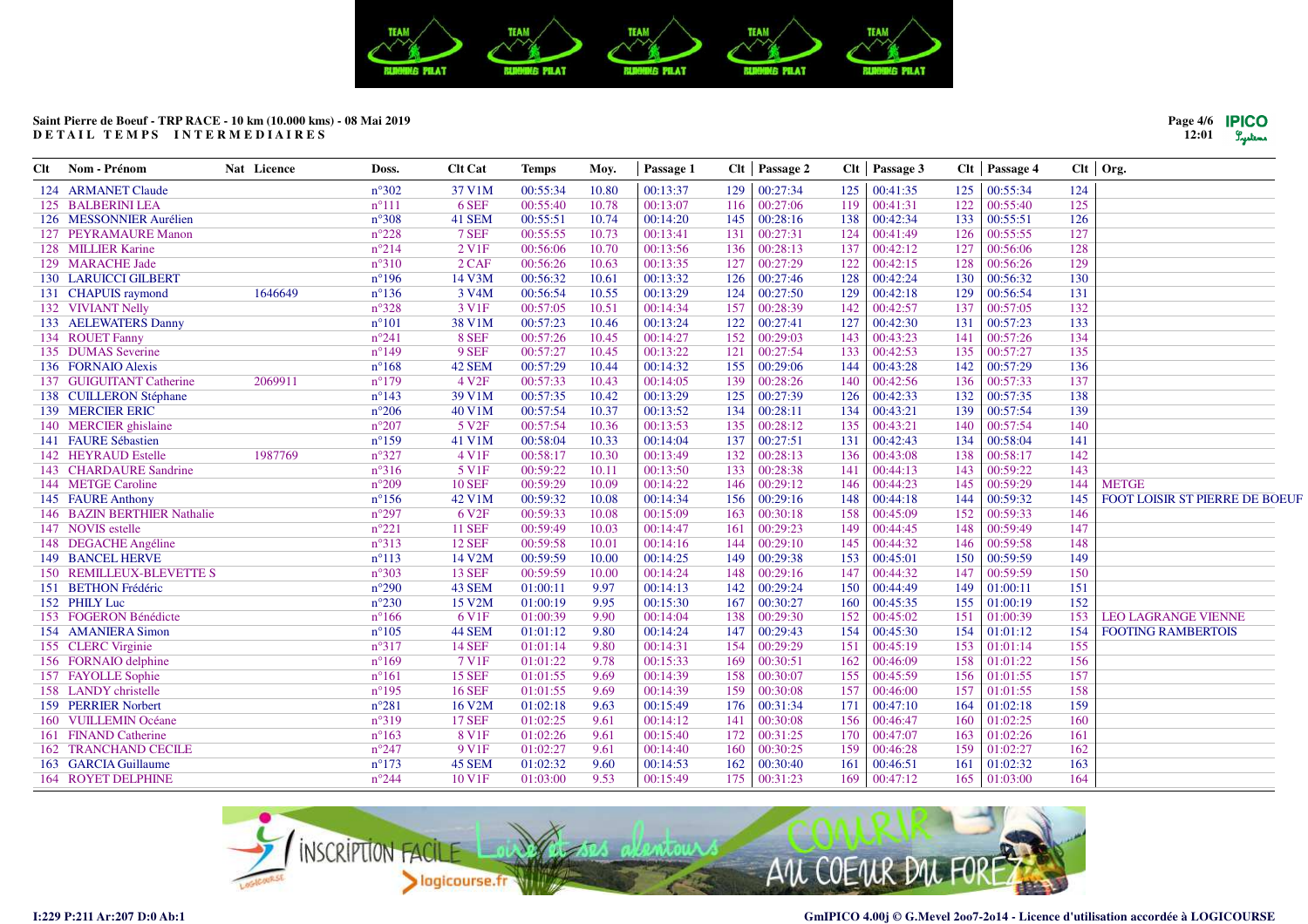Saint Pierre de Boeuf - TRP RACE - 10 km (10.000 kms) - 08 Mai 2019
DETAIL TEMPS INTERMEDIAIRES

| Clt | Nom - Prénom | Nat | Licence | Doss. | Clt Cat | Temps | Moy. | Passage 1 | Clt | Passage 2 | Clt | Passage 3 | Clt | Passage 4 | Clt | Org. |
|---|---|---|---|---|---|---|---|---|---|---|---|---|---|---|---|---|
| 124 | ARMANET Claude | | | n°302 | 37 V1M | 00:55:34 | 10.80 | 00:13:37 | 129 | 00:27:34 | 125 | 00:41:35 | 125 | 00:55:34 | 124 | |
| 125 | BALBERINI LEA | | | n°111 | 6 SEF | 00:55:40 | 10.78 | 00:13:07 | 116 | 00:27:06 | 119 | 00:41:31 | 122 | 00:55:40 | 125 | |
| 126 | MESSONNIER Aurélien | | | n°308 | 41 SEM | 00:55:51 | 10.74 | 00:14:20 | 145 | 00:28:16 | 138 | 00:42:34 | 133 | 00:55:51 | 126 | |
| 127 | PEYRAMAURE Manon | | | n°228 | 7 SEF | 00:55:55 | 10.73 | 00:13:41 | 131 | 00:27:31 | 124 | 00:41:49 | 126 | 00:55:55 | 127 | |
| 128 | MILLIER Karine | | | n°214 | 2 V1F | 00:56:06 | 10.70 | 00:13:56 | 136 | 00:28:13 | 137 | 00:42:12 | 127 | 00:56:06 | 128 | |
| 129 | MARACHE Jade | | | n°310 | 2 CAF | 00:56:26 | 10.63 | 00:13:35 | 127 | 00:27:29 | 122 | 00:42:15 | 128 | 00:56:26 | 129 | |
| 130 | LARUICCI GILBERT | | | n°196 | 14 V3M | 00:56:32 | 10.61 | 00:13:32 | 126 | 00:27:46 | 128 | 00:42:24 | 130 | 00:56:32 | 130 | |
| 131 | CHAPUIS raymond | | 1646649 | n°136 | 3 V4M | 00:56:54 | 10.55 | 00:13:29 | 124 | 00:27:50 | 129 | 00:42:18 | 129 | 00:56:54 | 131 | |
| 132 | VIVIANT Nelly | | | n°328 | 3 V1F | 00:57:05 | 10.51 | 00:14:34 | 157 | 00:28:39 | 142 | 00:42:57 | 137 | 00:57:05 | 132 | |
| 133 | AELEWATERS Danny | | | n°101 | 38 V1M | 00:57:23 | 10.46 | 00:13:24 | 122 | 00:27:41 | 127 | 00:42:30 | 131 | 00:57:23 | 133 | |
| 134 | ROUET Fanny | | | n°241 | 8 SEF | 00:57:26 | 10.45 | 00:14:27 | 152 | 00:29:03 | 143 | 00:43:23 | 141 | 00:57:26 | 134 | |
| 135 | DUMAS Severine | | | n°149 | 9 SEF | 00:57:27 | 10.45 | 00:13:22 | 121 | 00:27:54 | 133 | 00:42:53 | 135 | 00:57:27 | 135 | |
| 136 | FORNAIO Alexis | | | n°168 | 42 SEM | 00:57:29 | 10.44 | 00:14:32 | 155 | 00:29:06 | 144 | 00:43:28 | 142 | 00:57:29 | 136 | |
| 137 | GUIGUITANT Catherine | | 2069911 | n°179 | 4 V2F | 00:57:33 | 10.43 | 00:14:05 | 139 | 00:28:26 | 140 | 00:42:56 | 136 | 00:57:33 | 137 | |
| 138 | CUILLERON Stéphane | | | n°143 | 39 V1M | 00:57:35 | 10.42 | 00:13:29 | 125 | 00:27:39 | 126 | 00:42:33 | 132 | 00:57:35 | 138 | |
| 139 | MERCIER ERIC | | | n°206 | 40 V1M | 00:57:54 | 10.37 | 00:13:52 | 134 | 00:28:11 | 134 | 00:43:21 | 139 | 00:57:54 | 139 | |
| 140 | MERCIER ghislaine | | | n°207 | 5 V2F | 00:57:54 | 10.36 | 00:13:53 | 135 | 00:28:12 | 135 | 00:43:21 | 140 | 00:57:54 | 140 | |
| 141 | FAURE Sébastien | | | n°159 | 41 V1M | 00:58:04 | 10.33 | 00:14:04 | 137 | 00:27:51 | 131 | 00:42:43 | 134 | 00:58:04 | 141 | |
| 142 | HEYRAUD Estelle | | 1987769 | n°327 | 4 V1F | 00:58:17 | 10.30 | 00:13:49 | 132 | 00:28:13 | 136 | 00:43:08 | 138 | 00:58:17 | 142 | |
| 143 | CHARDAURE Sandrine | | | n°316 | 5 V1F | 00:59:22 | 10.11 | 00:13:50 | 133 | 00:28:38 | 141 | 00:44:13 | 143 | 00:59:22 | 143 | |
| 144 | METGE Caroline | | | n°209 | 10 SEF | 00:59:29 | 10.09 | 00:14:22 | 146 | 00:29:12 | 146 | 00:44:23 | 145 | 00:59:29 | 144 | METGE |
| 145 | FAURE Anthony | | | n°156 | 42 V1M | 00:59:32 | 10.08 | 00:14:34 | 156 | 00:29:16 | 148 | 00:44:18 | 144 | 00:59:32 | 145 | FOOT LOISIR ST PIERRE DE BOEUF |
| 146 | BAZIN BERTHIER Nathalie | | | n°297 | 6 V2F | 00:59:33 | 10.08 | 00:15:09 | 163 | 00:30:18 | 158 | 00:45:09 | 152 | 00:59:33 | 146 | |
| 147 | NOVIS estelle | | | n°221 | 11 SEF | 00:59:49 | 10.03 | 00:14:47 | 161 | 00:29:23 | 149 | 00:44:45 | 148 | 00:59:49 | 147 | |
| 148 | DEGACHE Angéline | | | n°313 | 12 SEF | 00:59:58 | 10.01 | 00:14:16 | 144 | 00:29:10 | 145 | 00:44:32 | 146 | 00:59:58 | 148 | |
| 149 | BANCEL HERVE | | | n°113 | 14 V2M | 00:59:59 | 10.00 | 00:14:25 | 149 | 00:29:38 | 153 | 00:45:01 | 150 | 00:59:59 | 149 | |
| 150 | REMILLEUX-BLEVETTE S | | | n°303 | 13 SEF | 00:59:59 | 10.00 | 00:14:24 | 148 | 00:29:16 | 147 | 00:44:32 | 147 | 00:59:59 | 150 | |
| 151 | BETHON Frédéric | | | n°290 | 43 SEM | 01:00:11 | 9.97 | 00:14:13 | 142 | 00:29:24 | 150 | 00:44:49 | 149 | 01:00:11 | 151 | |
| 152 | PHILY Luc | | | n°230 | 15 V2M | 01:00:19 | 9.95 | 00:15:30 | 167 | 00:30:27 | 160 | 00:45:35 | 155 | 01:00:19 | 152 | |
| 153 | FOGERON Bénédicte | | | n°166 | 6 V1F | 01:00:39 | 9.90 | 00:14:04 | 138 | 00:29:30 | 152 | 00:45:02 | 151 | 01:00:39 | 153 | LEO LAGRANGE VIENNE |
| 154 | AMANIERA Simon | | | n°105 | 44 SEM | 01:01:12 | 9.80 | 00:14:24 | 147 | 00:29:43 | 154 | 00:45:30 | 154 | 01:01:12 | 154 | FOOTING RAMBERTOIS |
| 155 | CLERC Virginie | | | n°317 | 14 SEF | 01:01:14 | 9.80 | 00:14:31 | 154 | 00:29:29 | 151 | 00:45:19 | 153 | 01:01:14 | 155 | |
| 156 | FORNAIO delphine | | | n°169 | 7 V1F | 01:01:22 | 9.78 | 00:15:33 | 169 | 00:30:51 | 162 | 00:46:09 | 158 | 01:01:22 | 156 | |
| 157 | FAYOLLE Sophie | | | n°161 | 15 SEF | 01:01:55 | 9.69 | 00:14:39 | 158 | 00:30:07 | 155 | 00:45:59 | 156 | 01:01:55 | 157 | |
| 158 | LANDY christelle | | | n°195 | 16 SEF | 01:01:55 | 9.69 | 00:14:39 | 159 | 00:30:08 | 157 | 00:46:00 | 157 | 01:01:55 | 158 | |
| 159 | PERRIER Norbert | | | n°281 | 16 V2M | 01:02:18 | 9.63 | 00:15:49 | 176 | 00:31:34 | 171 | 00:47:10 | 164 | 01:02:18 | 159 | |
| 160 | VUILLEMIN Océane | | | n°319 | 17 SEF | 01:02:25 | 9.61 | 00:14:12 | 141 | 00:30:08 | 156 | 00:46:47 | 160 | 01:02:25 | 160 | |
| 161 | FINAND Catherine | | | n°163 | 8 V1F | 01:02:26 | 9.61 | 00:15:40 | 172 | 00:31:25 | 170 | 00:47:07 | 163 | 01:02:26 | 161 | |
| 162 | TRANCHAND CECILE | | | n°247 | 9 V1F | 01:02:27 | 9.61 | 00:14:40 | 160 | 00:30:25 | 159 | 00:46:28 | 159 | 01:02:27 | 162 | |
| 163 | GARCIA Guillaume | | | n°173 | 45 SEM | 01:02:32 | 9.60 | 00:14:53 | 162 | 00:30:40 | 161 | 00:46:51 | 161 | 01:02:32 | 163 | |
| 164 | ROYET DELPHINE | | | n°244 | 10 V1F | 01:03:00 | 9.53 | 00:15:49 | 175 | 00:31:23 | 169 | 00:47:12 | 165 | 01:03:00 | 164 | |

I:229 P:211 Ar:207 D:0 Ab:1

GmIPICO 4.00j © G.Mevel 2oo7-2o14 - Licence d'utilisation accordée à LOGICOURSE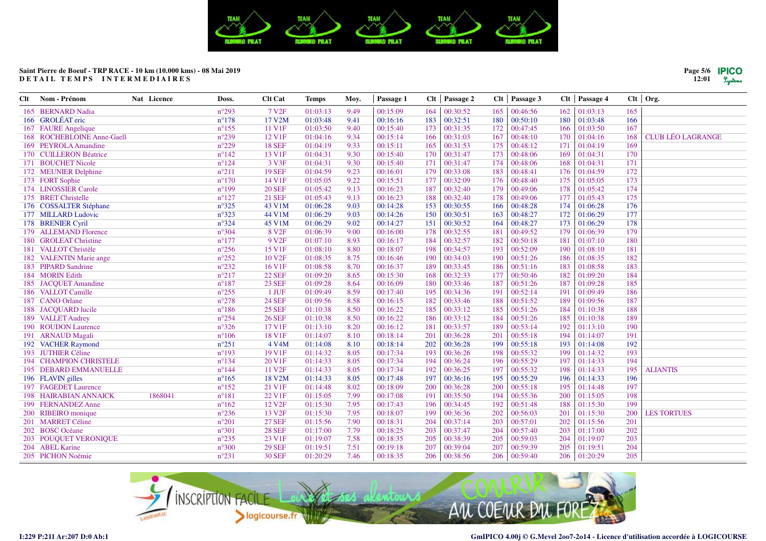**Saint Pierre de Boeuf - TRP RACE - 10 km (10.000 kms) - 08 Mai 2019**

**DETAIL TEMPS INTERMEDIAIRES**

| Clt | Nom - Prénom | Nat | Licence | Doss. | Clt Cat | Temps | Moy. | Passage 1 | Clt | Passage 2 | Clt | Passage 3 | Clt | Passage 4 | Clt | Org. |
|---|---|---|---|---|---|---|---|---|---|---|---|---|---|---|---|---|
| 165 | BERNARD Nadia | | | n°293 | 7 V2F | 01:03:13 | 9.49 | 00:15:09 | 164 | 00:30:52 | 165 | 00:46:56 | 162 | 01:03:13 | 165 | |
| 166 | GROLÉAT eric | | | n°178 | 17 V2M | 01:03:48 | 9.41 | 00:16:16 | 183 | 00:32:51 | 180 | 00:50:10 | 180 | 01:03:48 | 166 | |
| 167 | FAURE Angelique | | | n°155 | 11 V1F | 01:03:50 | 9.40 | 00:15:40 | 173 | 00:31:35 | 172 | 00:47:45 | 166 | 01:03:50 | 167 | |
| 168 | ROCHEBLOINE Anne-Gaell | | | n°239 | 12 V1F | 01:04:16 | 9.34 | 00:15:14 | 166 | 00:31:03 | 167 | 00:48:10 | 170 | 01:04:16 | 168 | CLUB LÉO LAGRANGE |
| 169 | PEYROLA Amandine | | | n°229 | 18 SEF | 01:04:19 | 9.33 | 00:15:11 | 165 | 00:31:53 | 175 | 00:48:12 | 171 | 01:04:19 | 169 | |
| 170 | CUILLERON Béatrice | | | n°142 | 13 V1F | 01:04:31 | 9.30 | 00:15:40 | 170 | 00:31:47 | 173 | 00:48:06 | 169 | 01:04:31 | 170 | |
| 171 | BOUCHET Nicole | | | n°124 | 3 V3F | 01:04:31 | 9.30 | 00:15:40 | 171 | 00:31:47 | 174 | 00:48:06 | 168 | 01:04:31 | 171 | |
| 172 | MEUNIER Delphine | | | n°211 | 19 SEF | 01:04:59 | 9.23 | 00:16:01 | 179 | 00:33:08 | 183 | 00:48:41 | 176 | 01:04:59 | 172 | |
| 173 | FORT Sophie | | | n°170 | 14 V1F | 01:05:05 | 9.22 | 00:15:51 | 177 | 00:32:09 | 176 | 00:48:40 | 175 | 01:05:05 | 173 | |
| 174 | LINOSSIER Carole | | | n°199 | 20 SEF | 01:05:42 | 9.13 | 00:16:23 | 187 | 00:32:40 | 179 | 00:49:06 | 178 | 01:05:42 | 174 | |
| 175 | BRET Christelle | | | n°127 | 21 SEF | 01:05:43 | 9.13 | 00:16:23 | 188 | 00:32:40 | 178 | 00:49:06 | 177 | 01:05:43 | 175 | |
| 176 | COSSALTER Stéphane | | | n°325 | 43 V1M | 01:06:28 | 9.03 | 00:14:28 | 153 | 00:30:55 | 166 | 00:48:28 | 174 | 01:06:28 | 176 | |
| 177 | MILLARD Ludovic | | | n°323 | 44 V1M | 01:06:29 | 9.03 | 00:14:26 | 150 | 00:30:51 | 163 | 00:48:27 | 172 | 01:06:29 | 177 | |
| 178 | BRENIER Cyril | | | n°324 | 45 V1M | 01:06:29 | 9.02 | 00:14:27 | 151 | 00:30:52 | 164 | 00:48:27 | 173 | 01:06:29 | 178 | |
| 179 | ALLEMAND Florence | | | n°304 | 8 V2F | 01:06:39 | 9.00 | 00:16:00 | 178 | 00:32:55 | 181 | 00:49:52 | 179 | 01:06:39 | 179 | |
| 180 | GROLEAT Christine | | | n°177 | 9 V2F | 01:07:10 | 8.93 | 00:16:17 | 184 | 00:32:57 | 182 | 00:50:18 | 181 | 01:07:10 | 180 | |
| 181 | VALLOT Christèle | | | n°256 | 15 V1F | 01:08:10 | 8.80 | 00:18:07 | 198 | 00:34:57 | 193 | 00:52:09 | 190 | 01:08:10 | 181 | |
| 182 | VALENTIN Marie ange | | | n°252 | 10 V2F | 01:08:35 | 8.75 | 00:16:46 | 190 | 00:34:03 | 190 | 00:51:26 | 186 | 01:08:35 | 182 | |
| 183 | PIPARD Sandrine | | | n°232 | 16 V1F | 01:08:58 | 8.70 | 00:16:37 | 189 | 00:33:45 | 186 | 00:51:16 | 183 | 01:08:58 | 183 | |
| 184 | MORIN Edith | | | n°217 | 22 SEF | 01:09:20 | 8.65 | 00:15:30 | 168 | 00:32:33 | 177 | 00:50:46 | 182 | 01:09:20 | 184 | |
| 185 | JACQUET Amandine | | | n°187 | 23 SEF | 01:09:28 | 8.64 | 00:16:09 | 180 | 00:33:46 | 187 | 00:51:26 | 187 | 01:09:28 | 185 | |
| 186 | VALLOT Camille | | | n°255 | 1 JUF | 01:09:49 | 8.59 | 00:17:40 | 195 | 00:34:36 | 191 | 00:52:14 | 191 | 01:09:49 | 186 | |
| 187 | CANO Orlane | | | n°278 | 24 SEF | 01:09:56 | 8.58 | 00:16:15 | 182 | 00:33:46 | 188 | 00:51:52 | 189 | 01:09:56 | 187 | |
| 188 | JACQUARD lucile | | | n°186 | 25 SEF | 01:10:38 | 8.50 | 00:16:22 | 185 | 00:33:12 | 185 | 00:51:26 | 184 | 01:10:38 | 188 | |
| 189 | VALLET Audrey | | | n°254 | 26 SEF | 01:10:38 | 8.50 | 00:16:22 | 186 | 00:33:12 | 184 | 00:51:26 | 185 | 01:10:38 | 189 | |
| 190 | ROUDON Laurence | | | n°326 | 17 V1F | 01:13:10 | 8.20 | 00:16:12 | 181 | 00:33:57 | 189 | 00:53:14 | 192 | 01:13:10 | 190 | |
| 191 | ARNAUD Magali | | | n°106 | 18 V1F | 01:14:07 | 8.10 | 00:18:14 | 201 | 00:36:28 | 201 | 00:55:18 | 194 | 01:14:07 | 191 | |
| 192 | VACHER Raymond | | | n°251 | 4 V4M | 01:14:08 | 8.10 | 00:18:14 | 202 | 00:36:28 | 199 | 00:55:18 | 193 | 01:14:08 | 192 | |
| 193 | JUTHIER Céline | | | n°193 | 19 V1F | 01:14:32 | 8.05 | 00:17:34 | 193 | 00:36:26 | 198 | 00:55:32 | 199 | 01:14:32 | 193 | |
| 194 | CHAMPION CHRISTELE | | | n°134 | 20 V1F | 01:14:33 | 8.05 | 00:17:34 | 194 | 00:36:24 | 196 | 00:55:29 | 197 | 01:14:33 | 194 | |
| 195 | DEBARD EMMANUELLE | | | n°144 | 11 V2F | 01:14:33 | 8.05 | 00:17:34 | 192 | 00:36:25 | 197 | 00:55:32 | 198 | 01:14:33 | 195 | ALIANTIS |
| 196 | FLAVIN gilles | | | n°165 | 18 V2M | 01:14:33 | 8.05 | 00:17:48 | 197 | 00:36:16 | 195 | 00:55:29 | 196 | 01:14:33 | 196 | |
| 197 | FAGEDET Laurence | | | n°152 | 21 V1F | 01:14:48 | 8.02 | 00:18:09 | 200 | 00:36:28 | 200 | 00:55:18 | 195 | 01:14:48 | 197 | |
| 198 | HAIRABIAN ANNAICK | | 1868041 | n°181 | 22 V1F | 01:15:05 | 7.99 | 00:17:08 | 191 | 00:35:50 | 194 | 00:55:36 | 200 | 01:15:05 | 198 | |
| 199 | FERNANDEZ Anne | | | n°162 | 12 V2F | 01:15:30 | 7.95 | 00:17:43 | 196 | 00:34:45 | 192 | 00:51:48 | 188 | 01:15:30 | 199 | |
| 200 | RIBEIRO monique | | | n°236 | 13 V2F | 01:15:30 | 7.95 | 00:18:07 | 199 | 00:36:36 | 202 | 00:56:03 | 201 | 01:15:30 | 200 | LES TORTUES |
| 201 | MARRET Céline | | | n°201 | 27 SEF | 01:15:56 | 7.90 | 00:18:31 | 204 | 00:37:14 | 203 | 00:57:01 | 202 | 01:15:56 | 201 | |
| 202 | BOSC Océane | | | n°301 | 28 SEF | 01:17:00 | 7.79 | 00:18:25 | 203 | 00:37:47 | 204 | 00:57:40 | 203 | 01:17:00 | 202 | |
| 203 | POUQUET VERONIQUE | | | n°235 | 23 V1F | 01:19:07 | 7.58 | 00:18:35 | 205 | 00:38:39 | 205 | 00:59:03 | 204 | 01:19:07 | 203 | |
| 204 | ABEL Karine | | | n°300 | 29 SEF | 01:19:51 | 7.51 | 00:19:18 | 207 | 00:39:04 | 207 | 00:59:39 | 205 | 01:19:51 | 204 | |
| 205 | PICHON Noémie | | | n°231 | 30 SEF | 01:20:29 | 7.46 | 00:18:35 | 206 | 00:38:56 | 206 | 00:59:40 | 206 | 01:20:29 | 205 | |

I:229 P:211 Ar:207 D:0 Ab:1

GmIPICO 4.00j © G.Mevel 2oo7-2o14 - Licence d'utilisation accordée à LOGICOURSE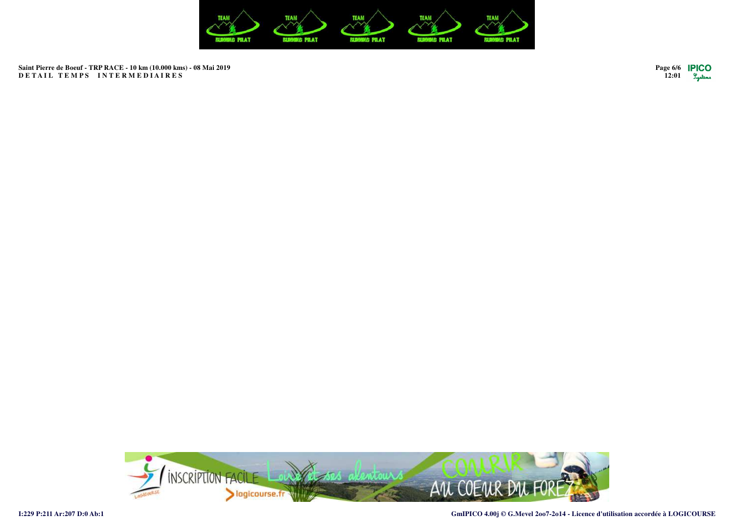Saint Pierre de Boeuf - TRP RACE - 10 km (10.000 kms) - 08 Mai 2019

D E T A I L   T E M P S   I N T E R M E D I A I R E S

I:229 P:211 Ar:207 D:0 Ab:1

GmIPICO 4.00j © G.Mevel 2oo7-2o14 - Licence d'utilisation accordée à LOGICOURSE